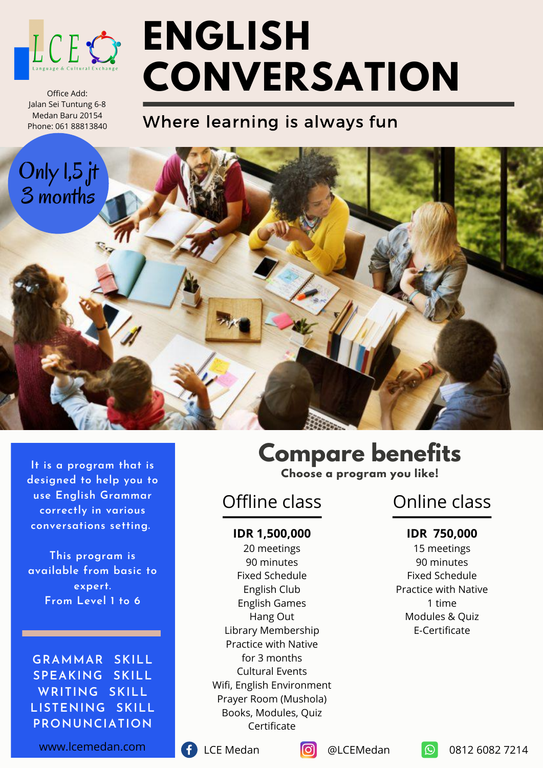LCE Language & Cultural Exchange

Office Add:
Jalan Sei Tuntung 6-8
Medan Baru 20154
Phone: 061 88813840

# ENGLISH CONVERSATION

Where learning is always fun

Only 1,5 jt
3 months

It is a program that is designed to help you to use English Grammar correctly in various conversations setting.

This program is available from basic to expert.
From Level 1 to 6

GRAMMAR SKILL
SPEAKING SKILL
WRITING SKILL
LISTENING SKILL
PRONUNCIATION

www.lcemedan.com

## Compare benefits

**Choose a program you like!**

### Offline class

**IDR 1,500,000**
20 meetings
90 minutes
Fixed Schedule
English Club
English Games
Hang Out
Library Membership
Practice with Native for 3 months
Cultural Events
Wifi, English Environment
Prayer Room (Mushola)
Books, Modules, Quiz
Certificate

### Online class

**IDR 750,000**
15 meetings
90 minutes
Fixed Schedule
Practice with Native 1 time
Modules & Quiz
E-Certificate

LCE Medan | @LCEMedan | 0812 6082 7214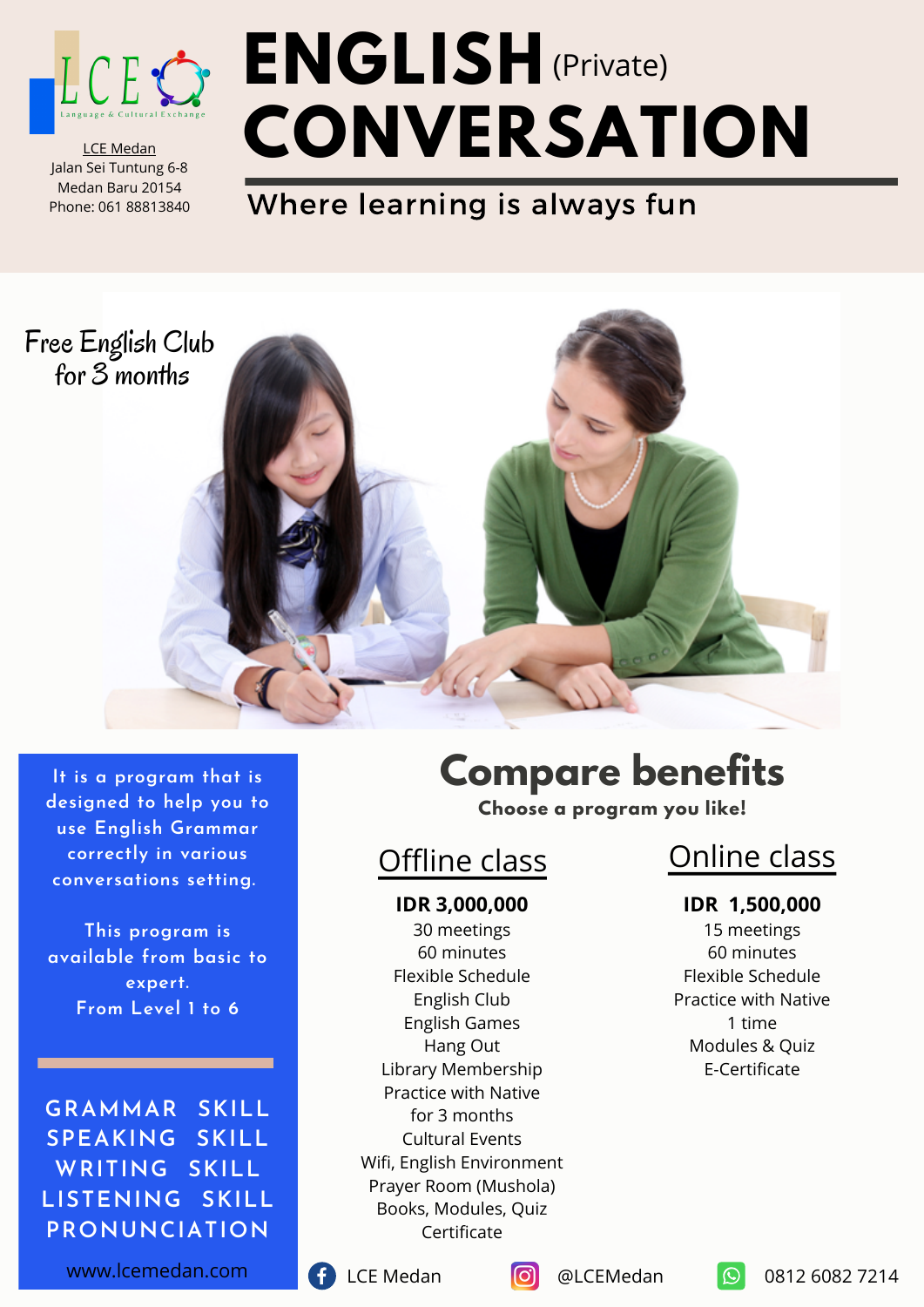LCE Language & Cultural Exchange

LCE Medan
Jalan Sei Tuntung 6-8
Medan Baru 20154
Phone: 061 88813840

# ENGLISH (Private) CONVERSATION

Where learning is always fun

Free English Club for 3 months

It is a program that is designed to help you to use English Grammar correctly in various conversations setting.

This program is available from basic to expert.
From Level 1 to 6

GRAMMAR SKILL
SPEAKING SKILL
WRITING SKILL
LISTENING SKILL
PRONUNCIATION

www.lcemedan.com

## Compare benefits

**Choose a program you like!**

### Offline class

**IDR 3,000,000**
30 meetings
60 minutes
Flexible Schedule
English Club
English Games
Hang Out
Library Membership
Practice with Native for 3 months
Cultural Events
Wifi, English Environment
Prayer Room (Mushola)
Books, Modules, Quiz
Certificate

### Online class

**IDR 1,500,000**
15 meetings
60 minutes
Flexible Schedule
Practice with Native 1 time
Modules & Quiz
E-Certificate

LCE Medan | @LCEMedan | 0812 6082 7214